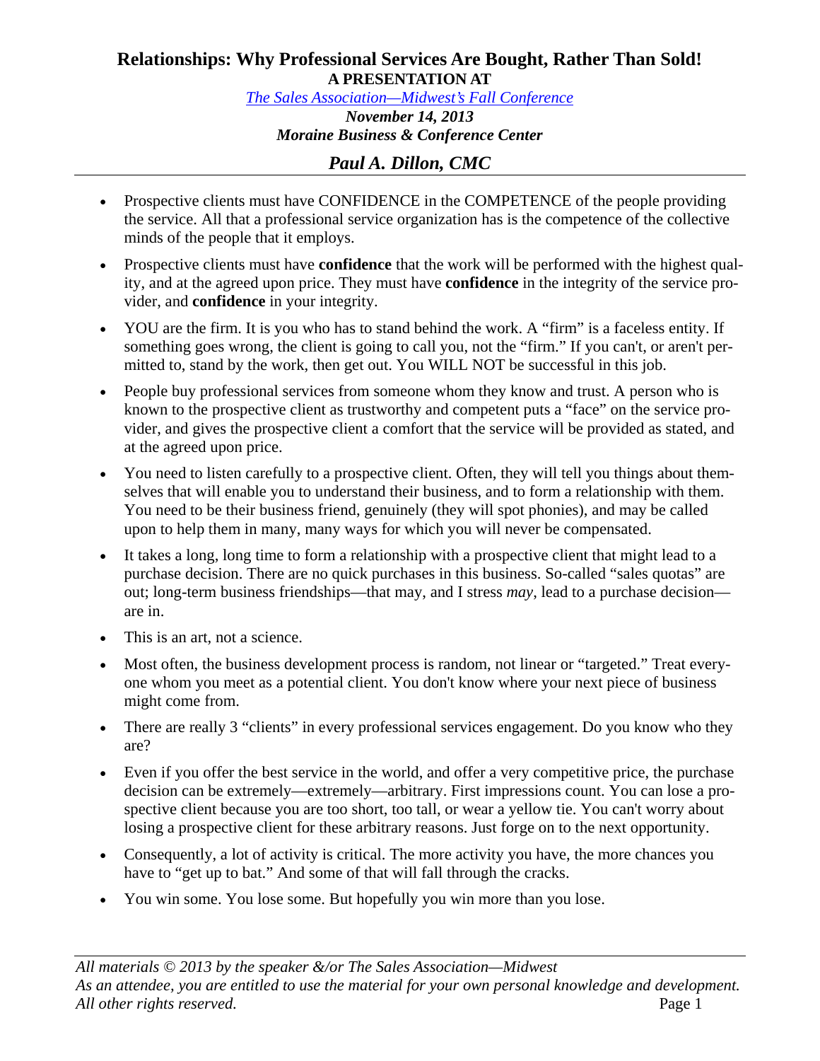# Relationships: Why Professional Services Are Bought, Rather Than Sold!

**A PRESENTATION AT**

*The Sales Association—Midwest's Fall Conference*

***November 14, 2013***

***Moraine Business & Conference Center***

## *Paul A. Dillon, CMC*

---

- Prospective clients must have CONFIDENCE in the COMPETENCE of the people providing the service. All that a professional service organization has is the competence of the collective minds of the people that it employs.
- Prospective clients must have **confidence** that the work will be performed with the highest quality, and at the agreed upon price. They must have **confidence** in the integrity of the service provider, and **confidence** in your integrity.
- YOU are the firm. It is you who has to stand behind the work. A "firm" is a faceless entity. If something goes wrong, the client is going to call you, not the "firm." If you can't, or aren't permitted to, stand by the work, then get out. You WILL NOT be successful in this job.
- People buy professional services from someone whom they know and trust. A person who is known to the prospective client as trustworthy and competent puts a "face" on the service provider, and gives the prospective client a comfort that the service will be provided as stated, and at the agreed upon price.
- You need to listen carefully to a prospective client. Often, they will tell you things about themselves that will enable you to understand their business, and to form a relationship with them. You need to be their business friend, genuinely (they will spot phonies), and may be called upon to help them in many, many ways for which you will never be compensated.
- It takes a long, long time to form a relationship with a prospective client that might lead to a purchase decision. There are no quick purchases in this business. So-called "sales quotas" are out; long-term business friendships—that may, and I stress *may*, lead to a purchase decision—are in.
- This is an art, not a science.
- Most often, the business development process is random, not linear or "targeted." Treat everyone whom you meet as a potential client. You don't know where your next piece of business might come from.
- There are really 3 "clients" in every professional services engagement. Do you know who they are?
- Even if you offer the best service in the world, and offer a very competitive price, the purchase decision can be extremely—extremely—arbitrary. First impressions count. You can lose a prospective client because you are too short, too tall, or wear a yellow tie. You can't worry about losing a prospective client for these arbitrary reasons. Just forge on to the next opportunity.
- Consequently, a lot of activity is critical. The more activity you have, the more chances you have to "get up to bat." And some of that will fall through the cracks.
- You win some. You lose some. But hopefully you win more than you lose.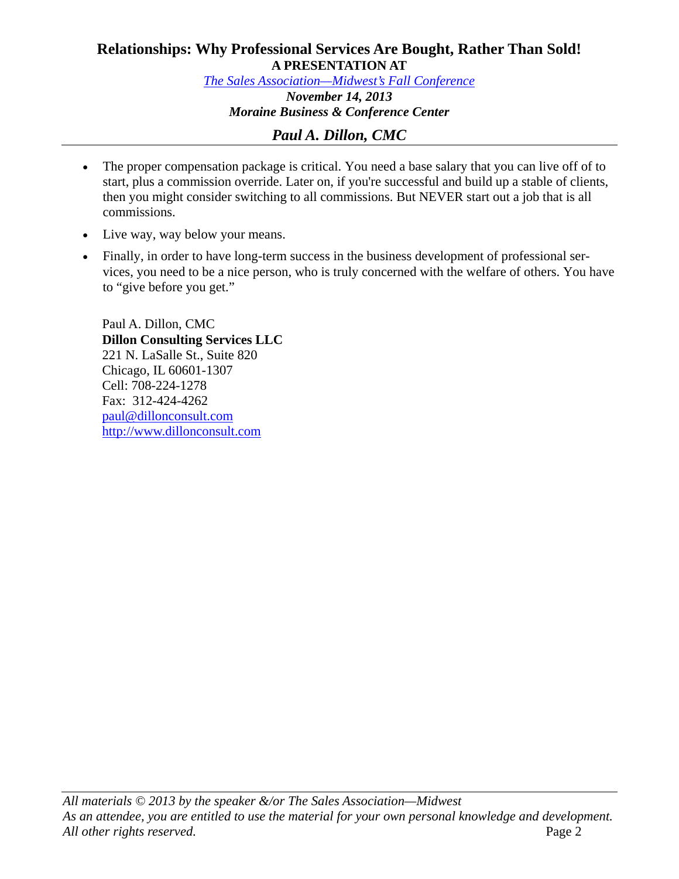- The proper compensation package is critical. You need a base salary that you can live off of to start, plus a commission override. Later on, if you're successful and build up a stable of clients, then you might consider switching to all commissions. But NEVER start out a job that is all commissions.
- Live way, way below your means.
- Finally, in order to have long-term success in the business development of professional services, you need to be a nice person, who is truly concerned with the welfare of others. You have to “give before you get.”

Paul A. Dillon, CMC
**Dillon Consulting Services LLC**
221 N. LaSalle St., Suite 820
Chicago, IL 60601-1307
Cell: 708-224-1278
Fax: 312-424-4262
paul@dillonconsult.com
http://www.dillonconsult.com